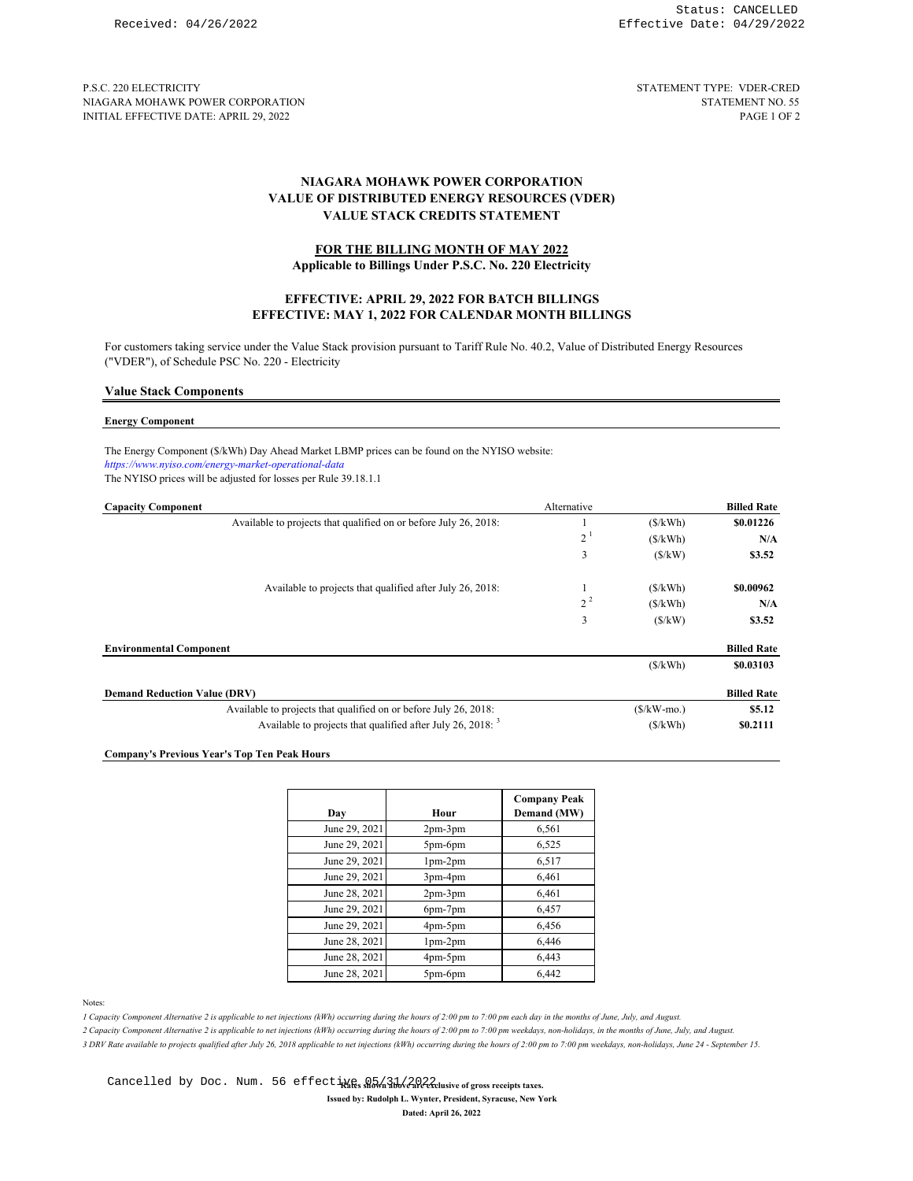Received: 04/26/2022

Status: CANCELLED
Effective Date: 04/29/2022

P.S.C. 220 ELECTRICITY
NIAGARA MOHAWK POWER CORPORATION
INITIAL EFFECTIVE DATE: APRIL 29, 2022

STATEMENT TYPE: VDER-CRED
STATEMENT NO. 55

# NIAGARA MOHAWK POWER CORPORATION
# VALUE OF DISTRIBUTED ENERGY RESOURCES (VDER)
# VALUE STACK CREDITS STATEMENT

## FOR THE BILLING MONTH OF MAY 2022
**Applicable to Billings Under P.S.C. No. 220 Electricity**

**EFFECTIVE: APRIL 29, 2022 FOR BATCH BILLINGS**
**EFFECTIVE: MAY 1, 2022 FOR CALENDAR MONTH BILLINGS**

For customers taking service under the Value Stack provision pursuant to Tariff Rule No. 40.2, Value of Distributed Energy Resources ("VDER"), of Schedule PSC No. 220 - Electricity

### Value Stack Components

**Energy Component**

The Energy Component ($/kWh) Day Ahead Market LBMP prices can be found on the NYISO website:
*https://www.nyiso.com/energy-market-operational-data*
The NYISO prices will be adjusted for losses per Rule 39.18.1.1

| **Capacity Component** | Alternative | | **Billed Rate** |
|---|---|---|---|
| Available to projects that qualified on or before July 26, 2018: | 1 | ($/kWh) | **$0.01226** |
| | 2 [1] | ($/kWh) | **N/A** |
| | 3 | ($/kW) | **$3.52** |
| Available to projects that qualified after July 26, 2018: | 1 | ($/kWh) | **$0.00962** |
| | 2 [2] | ($/kWh) | **N/A** |
| | 3 | ($/kW) | **$3.52** |

| **Environmental Component** | | **Billed Rate** |
|---|---|---|
| | ($/kWh) | **$0.03103** |

| **Demand Reduction Value (DRV)** | | **Billed Rate** |
|---|---|---|
| Available to projects that qualified on or before July 26, 2018: | ($/kW-mo.) | **$5.12** |
| Available to projects that qualified after July 26, 2018: [3] | ($/kWh) | **$0.2111** |

**Company's Previous Year's Top Ten Peak Hours**

| Day | Hour | Company Peak Demand (MW) |
|---|---|---|
| June 29, 2021 | 2pm-3pm | 6,561 |
| June 29, 2021 | 5pm-6pm | 6,525 |
| June 29, 2021 | 1pm-2pm | 6,517 |
| June 29, 2021 | 3pm-4pm | 6,461 |
| June 28, 2021 | 2pm-3pm | 6,461 |
| June 29, 2021 | 6pm-7pm | 6,457 |
| June 29, 2021 | 4pm-5pm | 6,456 |
| June 28, 2021 | 1pm-2pm | 6,446 |
| June 28, 2021 | 4pm-5pm | 6,443 |
| June 28, 2021 | 5pm-6pm | 6,442 |

Notes:

*1 Capacity Component Alternative 2 is applicable to net injections (kWh) occurring during the hours of 2:00 pm to 7:00 pm each day in the months of June, July, and August.*

*2 Capacity Component Alternative 2 is applicable to net injections (kWh) occurring during the hours of 2:00 pm to 7:00 pm weekdays, non-holidays, in the months of June, July, and August.*

*3 DRV Rate available to projects qualified after July 26, 2018 applicable to net injections (kWh) occurring during the hours of 2:00 pm to 7:00 pm weekdays, non-holidays, June 24 - September 15.*

**Rates shown above are exclusive of gross receipts taxes.**

Cancelled by Doc. Num. 56 effective 05/31/2022

**Issued by: Rudolph L. Wynter, President, Syracuse, New York**

**Dated: April 26, 2022**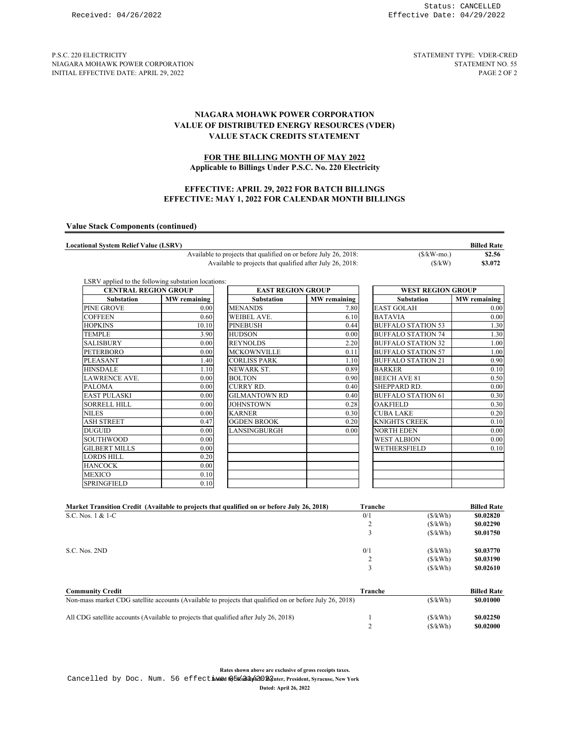# NIAGARA MOHAWK POWER CORPORATION
# VALUE OF DISTRIBUTED ENERGY RESOURCES (VDER)
# VALUE STACK CREDITS STATEMENT

**FOR THE BILLING MONTH OF MAY 2022**
**Applicable to Billings Under P.S.C. No. 220 Electricity**

**EFFECTIVE: APRIL 29, 2022 FOR BATCH BILLINGS**
**EFFECTIVE: MAY 1, 2022 FOR CALENDAR MONTH BILLINGS**

## Value Stack Components (continued)

| Locational System Relief Value (LSRV) | | Billed Rate |
|---|---|---|
| Available to projects that qualified on or before July 26, 2018: | ($/kW-mo.) | **$2.56** |
| Available to projects that qualified after July 26, 2018: | ($/kW) | **$3.072** |

LSRV applied to the following substation locations:

| CENTRAL REGION GROUP | |
|---|---|
| **Substation** | **MW remaining** |
| PINE GROVE | 0.00 |
| COFFEEN | 0.60 |
| HOPKINS | 10.10 |
| TEMPLE | 3.90 |
| SALISBURY | 0.00 |
| PETERBORO | 0.00 |
| PLEASANT | 1.40 |
| HINSDALE | 1.10 |
| LAWRENCE AVE. | 0.00 |
| PALOMA | 0.00 |
| EAST PULASKI | 0.00 |
| SORRELL HILL | 0.00 |
| NILES | 0.00 |
| ASH STREET | 0.47 |
| DUGUID | 0.00 |
| SOUTHWOOD | 0.00 |
| GILBERT MILLS | 0.00 |
| LORDS HILL | 0.20 |
| HANCOCK | 0.00 |
| MEXICO | 0.10 |
| SPRINGFIELD | 0.10 |

| EAST REGION GROUP | |
|---|---|
| **Substation** | **MW remaining** |
| MENANDS | 7.80 |
| WEIBEL AVE. | 6.10 |
| PINEBUSH | 0.44 |
| HUDSON | 0.00 |
| REYNOLDS | 2.20 |
| MCKOWNVILLE | 0.11 |
| CORLISS PARK | 1.10 |
| NEWARK ST. | 0.89 |
| BOLTON | 0.90 |
| CURRY RD. | 0.40 |
| GILMANTOWN RD | 0.40 |
| JOHNSTOWN | 0.28 |
| KARNER | 0.30 |
| OGDEN BROOK | 0.20 |
| LANSINGBURGH | 0.00 |

| WEST REGION GROUP | |
|---|---|
| **Substation** | **MW remaining** |
| EAST GOLAH | 0.00 |
| BATAVIA | 0.00 |
| BUFFALO STATION 53 | 1.30 |
| BUFFALO STATION 74 | 1.30 |
| BUFFALO STATION 32 | 1.00 |
| BUFFALO STATION 57 | 1.00 |
| BUFFALO STATION 21 | 0.90 |
| BARKER | 0.10 |
| BEECH AVE 81 | 0.50 |
| SHEPPARD RD. | 0.00 |
| BUFFALO STATION 61 | 0.30 |
| OAKFIELD | 0.30 |
| CUBA LAKE | 0.20 |
| KNIGHTS CREEK | 0.10 |
| NORTH EDEN | 0.00 |
| WEST ALBION | 0.00 |
| WETHERSFIELD | 0.10 |

| Market Transition Credit (Available to projects that qualified on or before July 26, 2018) | Tranche | | Billed Rate |
|---|---|---|---|
| S.C. Nos. 1 & 1-C | 0/1 | ($/kWh) | **$0.02820** |
| | 2 | ($/kWh) | **$0.02290** |
| | 3 | ($/kWh) | **$0.01750** |
| S.C. Nos. 2ND | 0/1 | ($/kWh) | **$0.03770** |
| | 2 | ($/kWh) | **$0.03190** |
| | 3 | ($/kWh) | **$0.02610** |

| Community Credit | Tranche | | Billed Rate |
|---|---|---|---|
| Non-mass market CDG satellite accounts (Available to projects that qualified on or before July 26, 2018) | | ($/kWh) | **$0.01000** |
| All CDG satellite accounts (Available to projects that qualified after July 26, 2018) | 1 | ($/kWh) | **$0.02250** |
| | 2 | ($/kWh) | **$0.02000** |

**Rates shown above are exclusive of gross receipts taxes.**

**Issued by Rudolph L. Wynter, President, Syracuse, New York**

**Dated: April 26, 2022**